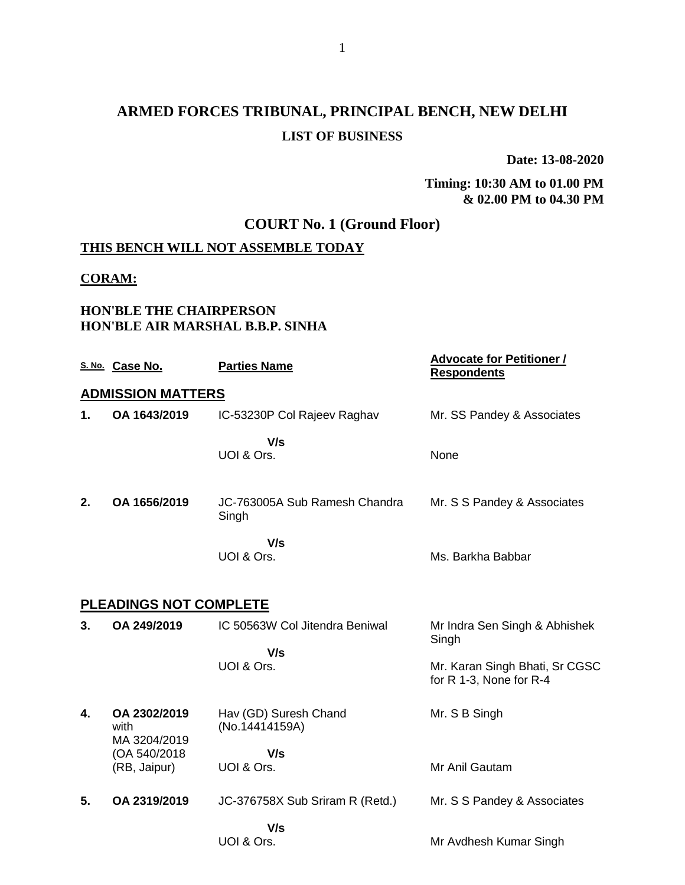# ARMED FORCES TRIBUNAL, PRINCIPAL BENCH, NEW DELHI

## LIST OF BUSINESS

**Date: 13-08-2020**

**Timing: 10:30 AM to 01.00 PM & 02.00 PM to 04.30 PM**

## COURT No. 1 (Ground Floor)

**THIS BENCH WILL NOT ASSEMBLE TODAY**

**CORAM:**

**HON'BLE THE CHAIRPERSON**
**HON'BLE AIR MARSHAL B.B.P. SINHA**

| S. No. | Case No. | Parties Name | Advocate for Petitioner / Respondents |
|---|---|---|---|
| **ADMISSION MATTERS** | | | |
| **1.** | **OA 1643/2019** | IC-53230P Col Rajeev Raghav | Mr. SS Pandey & Associates |
| | | **V/s** | |
| | | UOI & Ors. | None |
| **2.** | **OA 1656/2019** | JC-763005A Sub Ramesh Chandra Singh | Mr. S S Pandey & Associates |
| | | **V/s** | |
| | | UOI & Ors. | Ms. Barkha Babbar |
| **PLEADINGS NOT COMPLETE** | | | |
| **3.** | **OA 249/2019** | IC 50563W Col Jitendra Beniwal | Mr Indra Sen Singh & Abhishek Singh |
| | | **V/s** | |
| | | UOI & Ors. | Mr. Karan Singh Bhati, Sr CGSC for R 1-3, None for R-4 |
| **4.** | **OA 2302/2019** with MA 3204/2019 (OA 540/2018 (RB, Jaipur) | Hav (GD) Suresh Chand (No.14414159A) | Mr. S B Singh |
| | | **V/s** | |
| | | UOI & Ors. | Mr Anil Gautam |
| **5.** | **OA 2319/2019** | JC-376758X Sub Sriram R (Retd.) | Mr. S S Pandey & Associates |
| | | **V/s** | |
| | | UOI & Ors. | Mr Avdhesh Kumar Singh |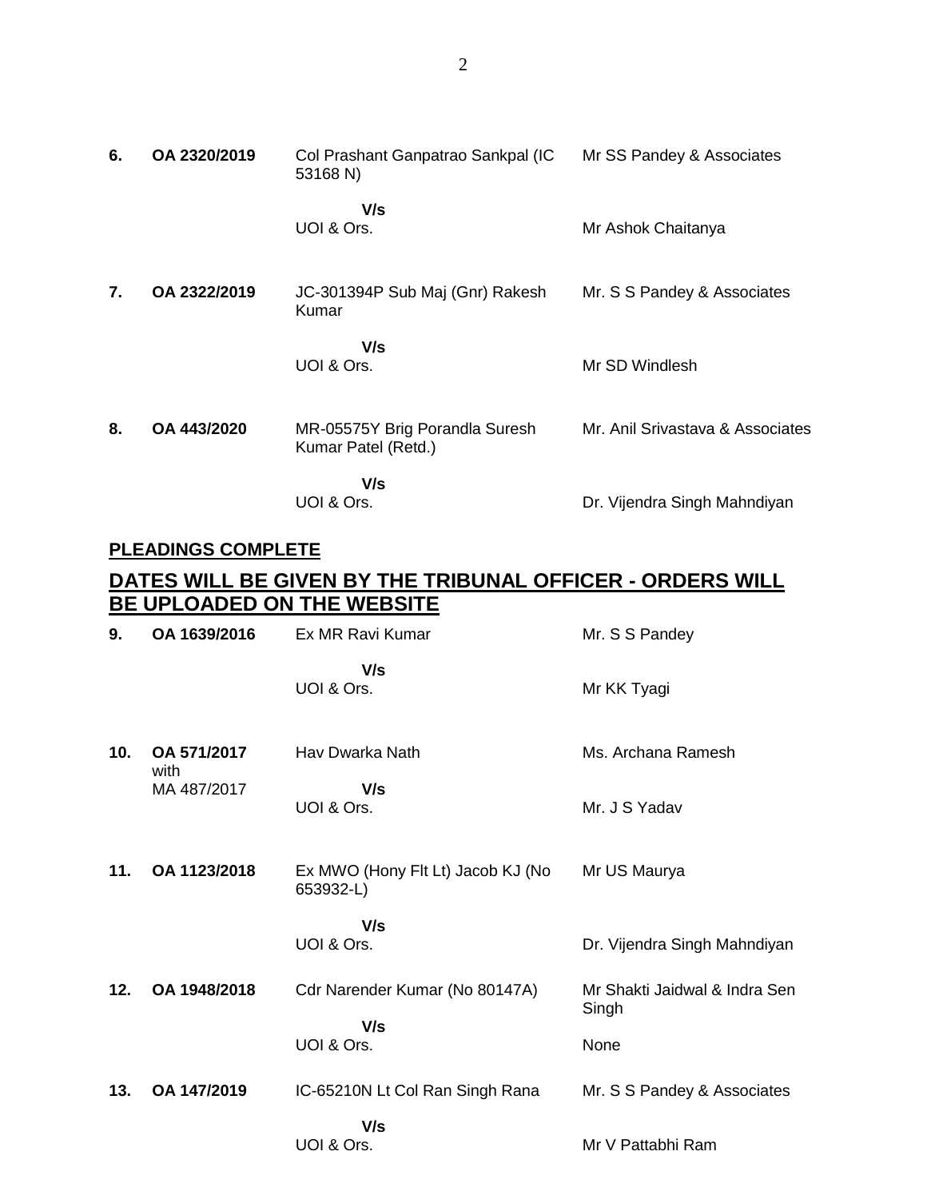| | | | |
|---|---|---|---|
| **6.** | **OA 2320/2019** | Col Prashant Ganpatrao Sankpal (IC 53168 N) | Mr SS Pandey & Associates |
| | | **V/s** UOI & Ors. | Mr Ashok Chaitanya |
| **7.** | **OA 2322/2019** | JC-301394P Sub Maj (Gnr) Rakesh Kumar | Mr. S S Pandey & Associates |
| | | **V/s** UOI & Ors. | Mr SD Windlesh |
| **8.** | **OA 443/2020** | MR-05575Y Brig Porandla Suresh Kumar Patel (Retd.) | Mr. Anil Srivastava & Associates |
| | | **V/s** UOI & Ors. | Dr. Vijendra Singh Mahndiyan |

**PLEADINGS COMPLETE**

## DATES WILL BE GIVEN BY THE TRIBUNAL OFFICER - ORDERS WILL BE UPLOADED ON THE WEBSITE

| | | | |
|---|---|---|---|
| **9.** | **OA 1639/2016** | Ex MR Ravi Kumar | Mr. S S Pandey |
| | | **V/s** UOI & Ors. | Mr KK Tyagi |
| **10.** | **OA 571/2017** with MA 487/2017 | Hav Dwarka Nath | Ms. Archana Ramesh |
| | | **V/s** UOI & Ors. | Mr. J S Yadav |
| **11.** | **OA 1123/2018** | Ex MWO (Hony Flt Lt) Jacob KJ (No 653932-L) | Mr US Maurya |
| | | **V/s** UOI & Ors. | Dr. Vijendra Singh Mahndiyan |
| **12.** | **OA 1948/2018** | Cdr Narender Kumar (No 80147A) | Mr Shakti Jaidwal & Indra Sen Singh |
| | | **V/s** UOI & Ors. | None |
| **13.** | **OA 147/2019** | IC-65210N Lt Col Ran Singh Rana | Mr. S S Pandey & Associates |
| | | **V/s** UOI & Ors. | Mr V Pattabhi Ram |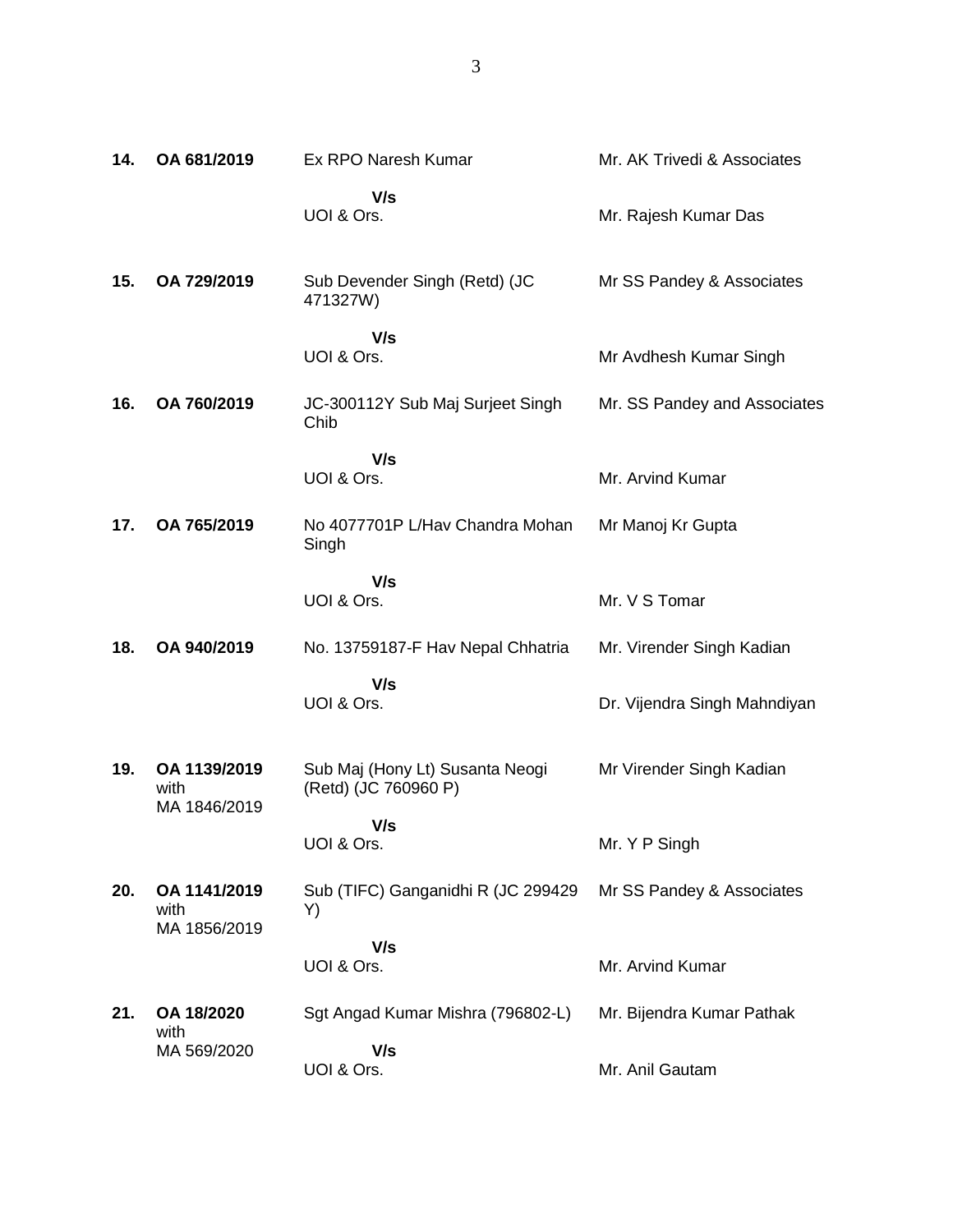| | | | |
|---|---|---|---|
| **14.** | **OA 681/2019** | Ex RPO Naresh Kumar | Mr. AK Trivedi & Associates |
| | | **V/s** UOI & Ors. | Mr. Rajesh Kumar Das |
| **15.** | **OA 729/2019** | Sub Devender Singh (Retd) (JC 471327W) | Mr SS Pandey & Associates |
| | | **V/s** UOI & Ors. | Mr Avdhesh Kumar Singh |
| **16.** | **OA 760/2019** | JC-300112Y Sub Maj Surjeet Singh Chib | Mr. SS Pandey and Associates |
| | | **V/s** UOI & Ors. | Mr. Arvind Kumar |
| **17.** | **OA 765/2019** | No 4077701P L/Hav Chandra Mohan Singh | Mr Manoj Kr Gupta |
| | | **V/s** UOI & Ors. | Mr. V S Tomar |
| **18.** | **OA 940/2019** | No. 13759187-F Hav Nepal Chhatria | Mr. Virender Singh Kadian |
| | | **V/s** UOI & Ors. | Dr. Vijendra Singh Mahndiyan |
| **19.** | **OA 1139/2019** with MA 1846/2019 | Sub Maj (Hony Lt) Susanta Neogi (Retd) (JC 760960 P) | Mr Virender Singh Kadian |
| | | **V/s** UOI & Ors. | Mr. Y P Singh |
| **20.** | **OA 1141/2019** with MA 1856/2019 | Sub (TIFC) Ganganidhi R (JC 299429 Y) | Mr SS Pandey & Associates |
| | | **V/s** UOI & Ors. | Mr. Arvind Kumar |
| **21.** | **OA 18/2020** with MA 569/2020 | Sgt Angad Kumar Mishra (796802-L) | Mr. Bijendra Kumar Pathak |
| | | **V/s** UOI & Ors. | Mr. Anil Gautam |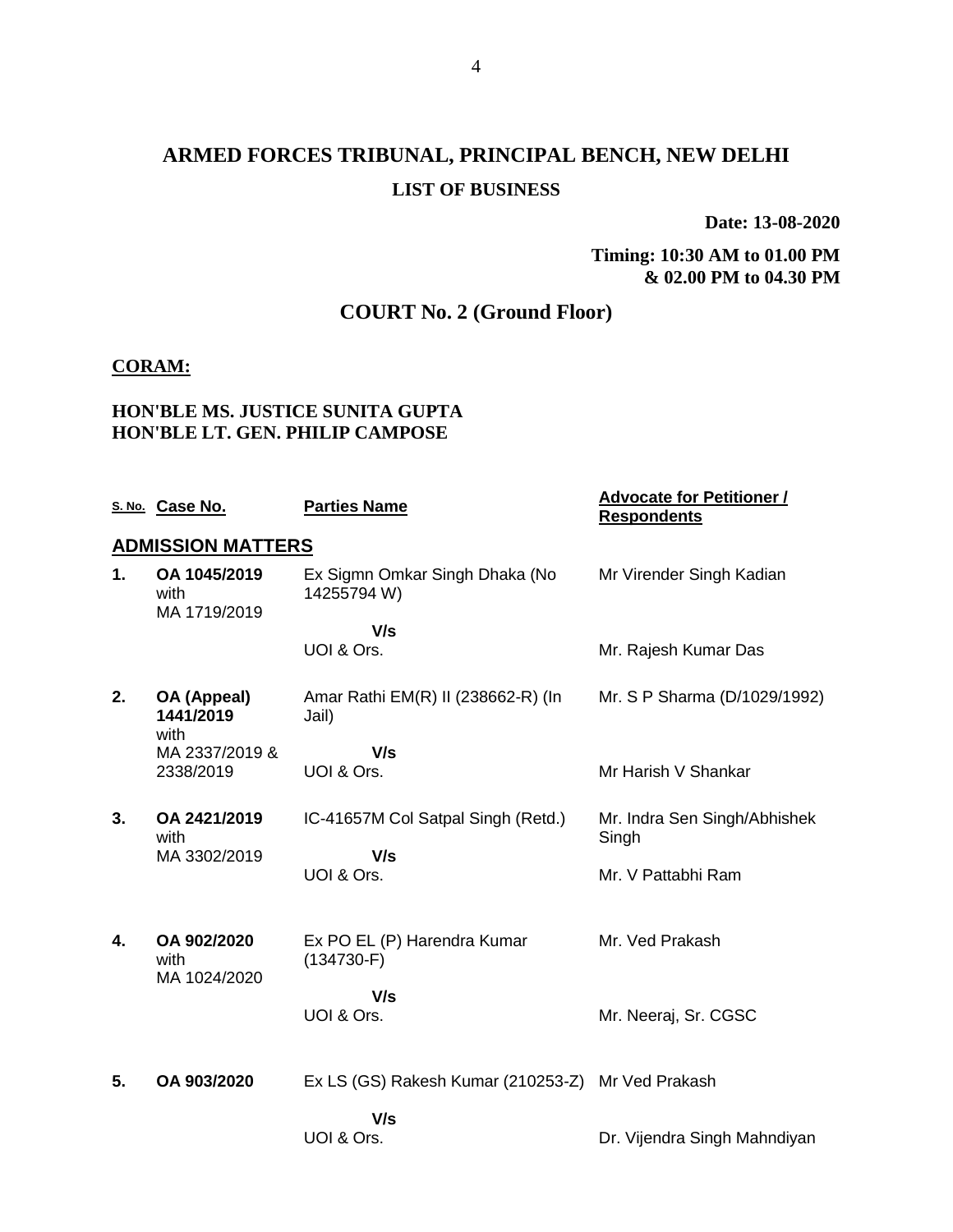# ARMED FORCES TRIBUNAL, PRINCIPAL BENCH, NEW DELHI

## LIST OF BUSINESS

**Date: 13-08-2020**

**Timing: 10:30 AM to 01.00 PM & 02.00 PM to 04.30 PM**

## COURT No. 2 (Ground Floor)

**CORAM:**

**HON'BLE MS. JUSTICE SUNITA GUPTA**
**HON'BLE LT. GEN. PHILIP CAMPOSE**

| S. No. | Case No. | Parties Name | Advocate for Petitioner / Respondents |
|---|---|---|---|
| **ADMISSION MATTERS** | | | |
| **1.** | **OA 1045/2019** with MA 1719/2019 | Ex Sigmn Omkar Singh Dhaka (No 14255794 W) | Mr Virender Singh Kadian |
| | | **V/s** UOI & Ors. | Mr. Rajesh Kumar Das |
| **2.** | **OA (Appeal) 1441/2019** with MA 2337/2019 & 2338/2019 | Amar Rathi EM(R) II (238662-R) (In Jail) | Mr. S P Sharma (D/1029/1992) |
| | | **V/s** UOI & Ors. | Mr Harish V Shankar |
| **3.** | **OA 2421/2019** with MA 3302/2019 | IC-41657M Col Satpal Singh (Retd.) | Mr. Indra Sen Singh/Abhishek Singh |
| | | **V/s** UOI & Ors. | Mr. V Pattabhi Ram |
| **4.** | **OA 902/2020** with MA 1024/2020 | Ex PO EL (P) Harendra Kumar (134730-F) | Mr. Ved Prakash |
| | | **V/s** UOI & Ors. | Mr. Neeraj, Sr. CGSC |
| **5.** | **OA 903/2020** | Ex LS (GS) Rakesh Kumar (210253-Z) | Mr Ved Prakash |
| | | **V/s** UOI & Ors. | Dr. Vijendra Singh Mahndiyan |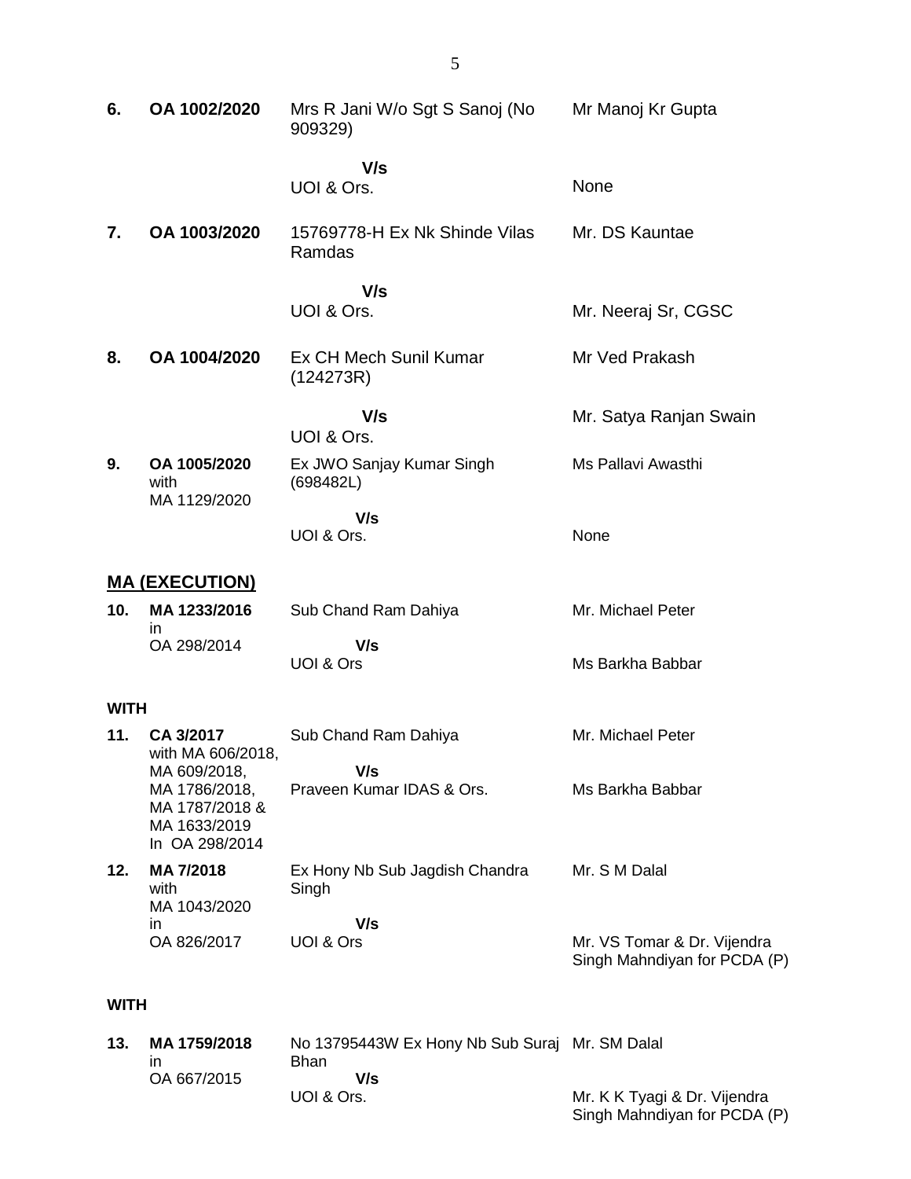| | | | |
|---|---|---|---|
| **6.** | **OA 1002/2020** | Mrs R Jani W/o Sgt S Sanoj (No 909329) | Mr Manoj Kr Gupta |
| | | **V/s** | |
| | | UOI & Ors. | None |
| **7.** | **OA 1003/2020** | 15769778-H Ex Nk Shinde Vilas Ramdas | Mr. DS Kauntae |
| | | **V/s** | |
| | | UOI & Ors. | Mr. Neeraj Sr, CGSC |
| **8.** | **OA 1004/2020** | Ex CH Mech Sunil Kumar (124273R) | Mr Ved Prakash |
| | | **V/s** | Mr. Satya Ranjan Swain |
| | | UOI & Ors. | |
| **9.** | **OA 1005/2020** with MA 1129/2020 | Ex JWO Sanjay Kumar Singh (698482L) | Ms Pallavi Awasthi |
| | | **V/s** | |
| | | UOI & Ors. | None |

## <u>MA (EXECUTION)</u>

| | | | |
|---|---|---|---|
| **10.** | **MA 1233/2016** in OA 298/2014 | Sub Chand Ram Dahiya | Mr. Michael Peter |
| | | **V/s** | |
| | | UOI & Ors | Ms Barkha Babbar |

**WITH**

| | | | |
|---|---|---|---|
| **11.** | **CA 3/2017** with MA 606/2018, MA 609/2018, MA 1786/2018, MA 1787/2018 & MA 1633/2019 In OA 298/2014 | Sub Chand Ram Dahiya | Mr. Michael Peter |
| | | **V/s** | |
| | | Praveen Kumar IDAS & Ors. | Ms Barkha Babbar |
| **12.** | **MA 7/2018** with MA 1043/2020 in OA 826/2017 | Ex Hony Nb Sub Jagdish Chandra Singh | Mr. S M Dalal |
| | | **V/s** | |
| | | UOI & Ors | Mr. VS Tomar & Dr. Vijendra Singh Mahndiyan for PCDA (P) |

**WITH**

| | | | |
|---|---|---|---|
| **13.** | **MA 1759/2018** in OA 667/2015 | No 13795443W Ex Hony Nb Sub Suraj Bhan | Mr. SM Dalal |
| | | **V/s** | |
| | | UOI & Ors. | Mr. K K Tyagi & Dr. Vijendra Singh Mahndiyan for PCDA (P) |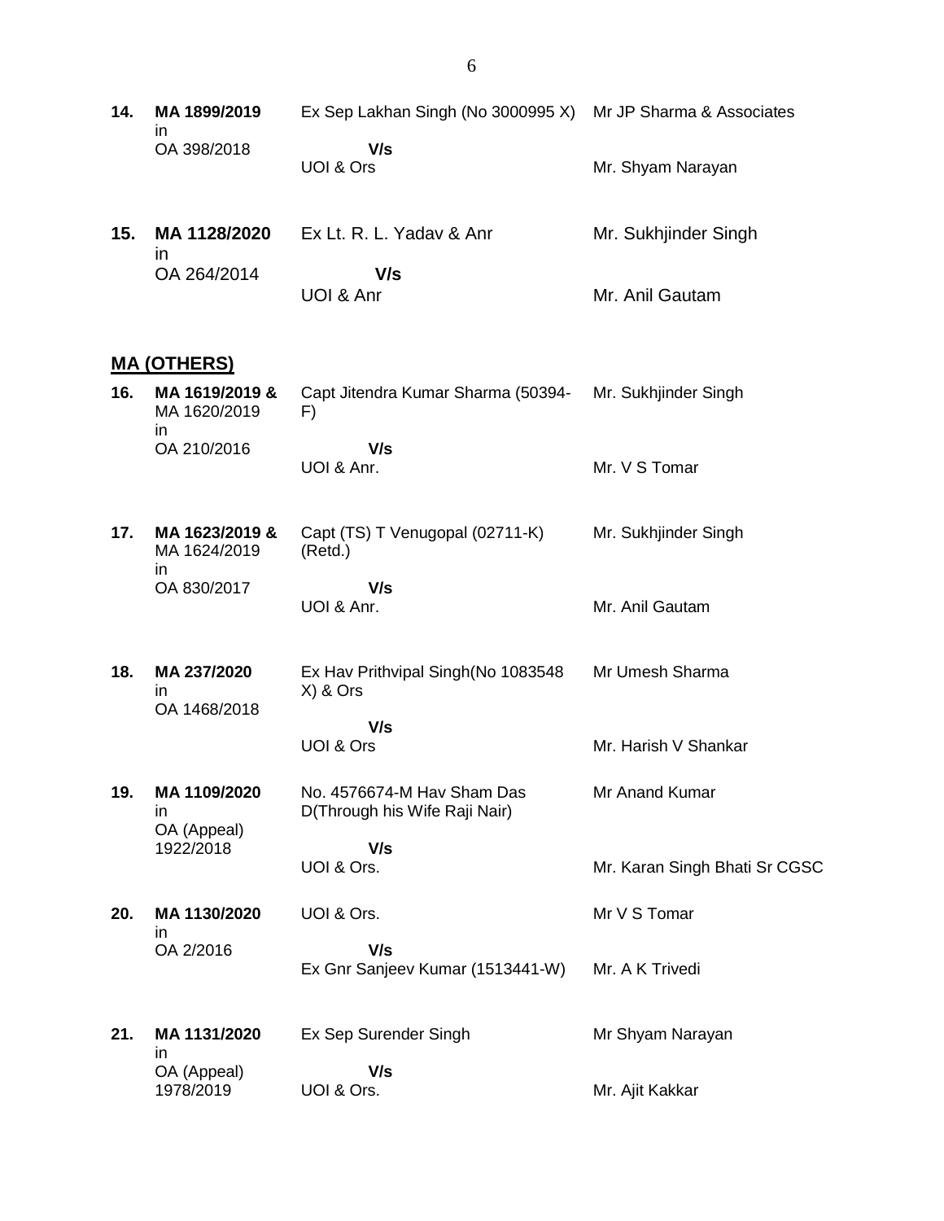| | | | |
|---|---|---|---|
| **14.** | **MA 1899/2019** in OA 398/2018 | Ex Sep Lakhan Singh (No 3000995 X) **V/s** UOI & Ors | Mr JP Sharma & Associates<br><br>Mr. Shyam Narayan |
| **15.** | **MA 1128/2020** in OA 264/2014 | Ex Lt. R. L. Yadav & Anr **V/s** UOI & Anr | Mr. Sukhjinder Singh<br><br>Mr. Anil Gautam |

## MA (OTHERS)

| | | | |
|---|---|---|---|
| **16.** | **MA 1619/2019 &** MA 1620/2019 in OA 210/2016 | Capt Jitendra Kumar Sharma (50394-F) **V/s** UOI & Anr. | Mr. Sukhjinder Singh<br><br>Mr. V S Tomar |
| **17.** | **MA 1623/2019 &** MA 1624/2019 in OA 830/2017 | Capt (TS) T Venugopal (02711-K) (Retd.) **V/s** UOI & Anr. | Mr. Sukhjinder Singh<br><br>Mr. Anil Gautam |
| **18.** | **MA 237/2020** in OA 1468/2018 | Ex Hav Prithvipal Singh(No 1083548 X) & Ors **V/s** UOI & Ors | Mr Umesh Sharma<br><br>Mr. Harish V Shankar |
| **19.** | **MA 1109/2020** in OA (Appeal) 1922/2018 | No. 4576674-M Hav Sham Das D(Through his Wife Raji Nair) **V/s** UOI & Ors. | Mr Anand Kumar<br><br>Mr. Karan Singh Bhati Sr CGSC |
| **20.** | **MA 1130/2020** in OA 2/2016 | UOI & Ors. **V/s** Ex Gnr Sanjeev Kumar (1513441-W) | Mr V S Tomar<br><br>Mr. A K Trivedi |
| **21.** | **MA 1131/2020** in OA (Appeal) 1978/2019 | Ex Sep Surender Singh **V/s** UOI & Ors. | Mr Shyam Narayan<br><br>Mr. Ajit Kakkar |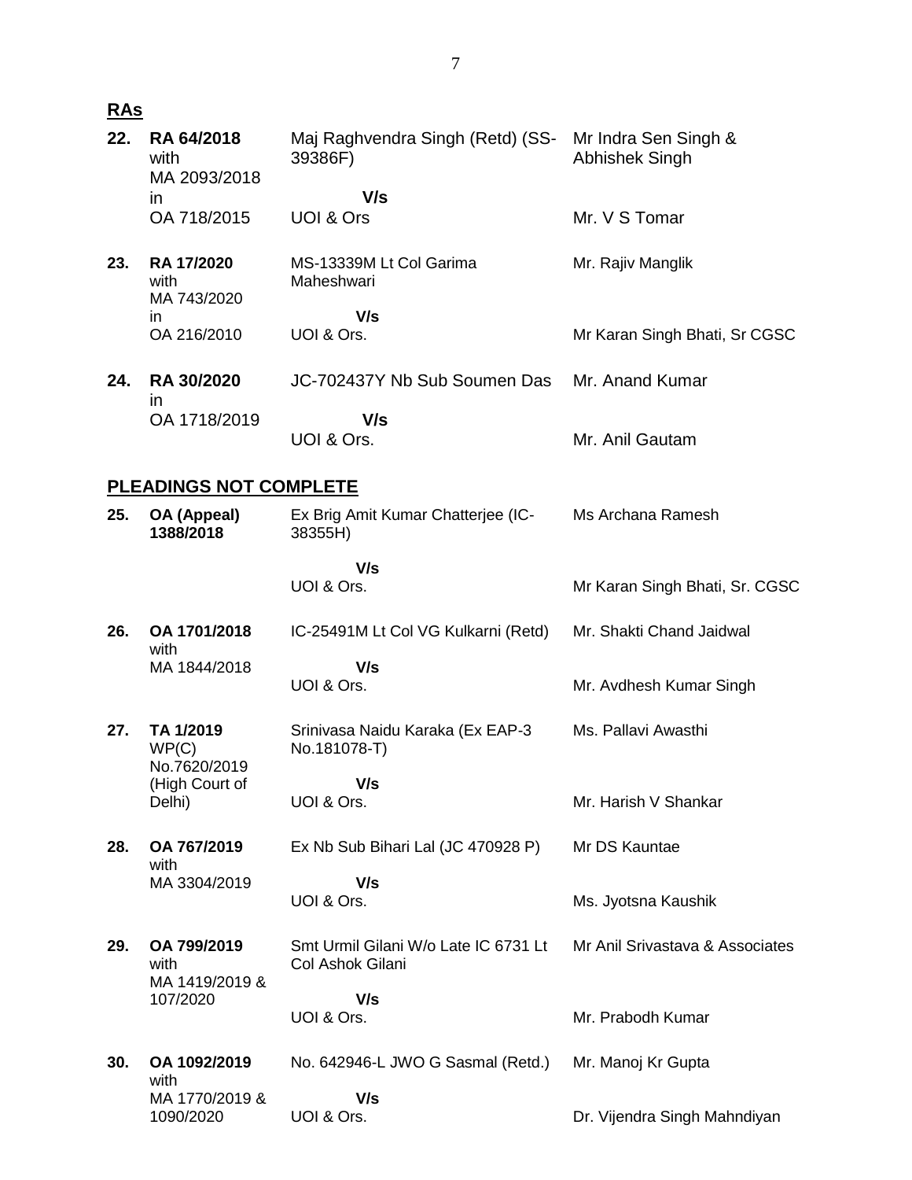## RAs

| | | | |
|---|---|---|---|
| **22.** | **RA 64/2018** with MA 2093/2018 in OA 718/2015 | Maj Raghvendra Singh (Retd) (SS-39386F) **V/s** UOI & Ors | Mr Indra Sen Singh & Abhishek Singh<br>Mr. V S Tomar |
| **23.** | **RA 17/2020** with MA 743/2020 in OA 216/2010 | MS-13339M Lt Col Garima Maheshwari **V/s** UOI & Ors. | Mr. Rajiv Manglik<br>Mr Karan Singh Bhati, Sr CGSC |
| **24.** | **RA 30/2020** in OA 1718/2019 | JC-702437Y Nb Sub Soumen Das **V/s** UOI & Ors. | Mr. Anand Kumar<br>Mr. Anil Gautam |

## PLEADINGS NOT COMPLETE

| | | | |
|---|---|---|---|
| **25.** | **OA (Appeal) 1388/2018** | Ex Brig Amit Kumar Chatterjee (IC-38355H) **V/s** UOI & Ors. | Ms Archana Ramesh<br>Mr Karan Singh Bhati, Sr. CGSC |
| **26.** | **OA 1701/2018** with MA 1844/2018 | IC-25491M Lt Col VG Kulkarni (Retd) **V/s** UOI & Ors. | Mr. Shakti Chand Jaidwal<br>Mr. Avdhesh Kumar Singh |
| **27.** | **TA 1/2019** WP(C) No.7620/2019 (High Court of Delhi) | Srinivasa Naidu Karaka (Ex EAP-3 No.181078-T) **V/s** UOI & Ors. | Ms. Pallavi Awasthi<br>Mr. Harish V Shankar |
| **28.** | **OA 767/2019** with MA 3304/2019 | Ex Nb Sub Bihari Lal (JC 470928 P) **V/s** UOI & Ors. | Mr DS Kauntae<br>Ms. Jyotsna Kaushik |
| **29.** | **OA 799/2019** with MA 1419/2019 & 107/2020 | Smt Urmil Gilani W/o Late IC 6731 Lt Col Ashok Gilani **V/s** UOI & Ors. | Mr Anil Srivastava & Associates<br>Mr. Prabodh Kumar |
| **30.** | **OA 1092/2019** with MA 1770/2019 & 1090/2020 | No. 642946-L JWO G Sasmal (Retd.) **V/s** UOI & Ors. | Mr. Manoj Kr Gupta<br>Dr. Vijendra Singh Mahndiyan |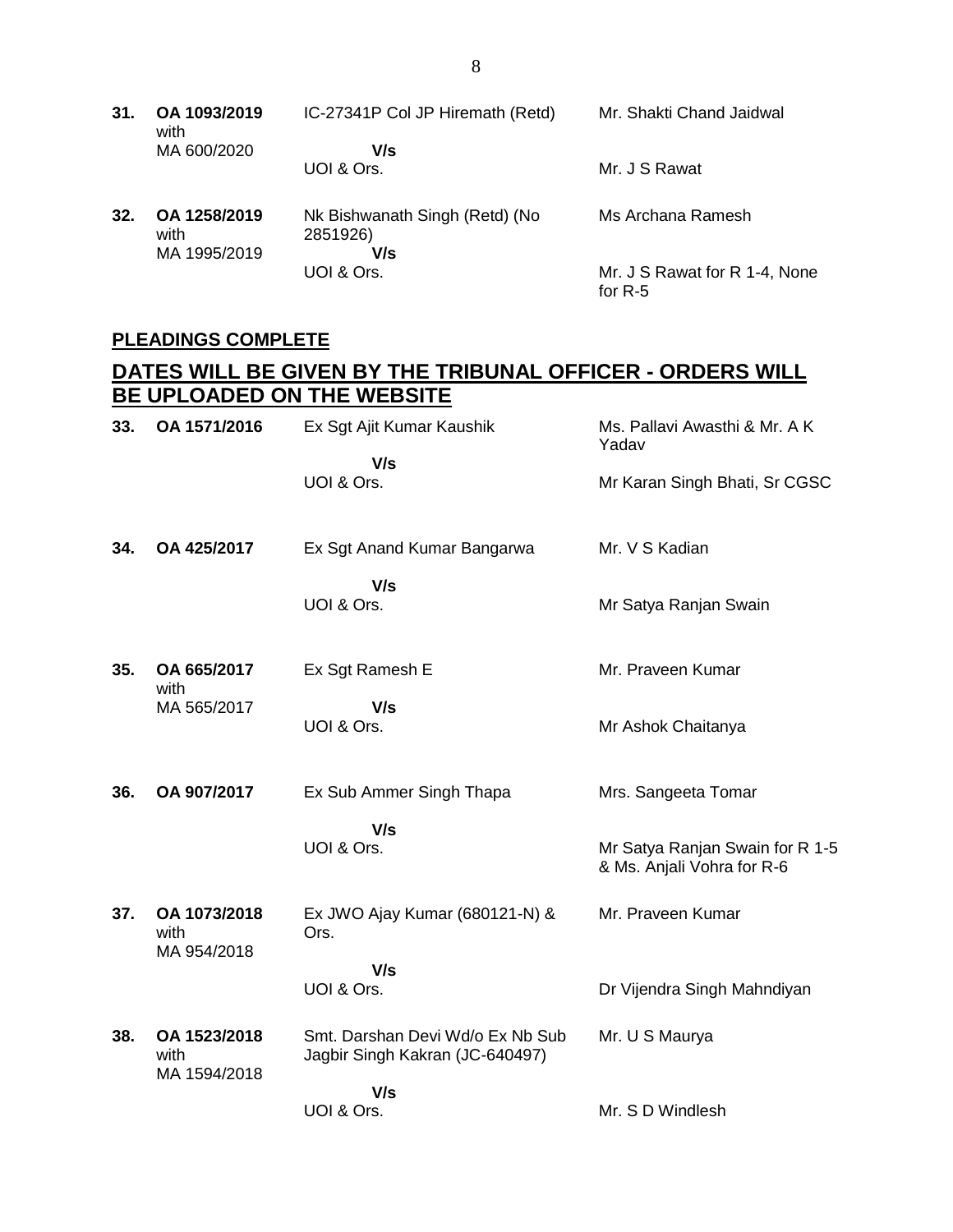| | | | |
|---|---|---|---|
| **31.** | **OA 1093/2019** with MA 600/2020 | IC-27341P Col JP Hiremath (Retd) **V/s** UOI & Ors. | Mr. Shakti Chand Jaidwal<br><br>Mr. J S Rawat |
| **32.** | **OA 1258/2019** with MA 1995/2019 | Nk Bishwanath Singh (Retd) (No 2851926) **V/s** UOI & Ors. | Ms Archana Ramesh<br><br>Mr. J S Rawat for R 1-4, None for R-5 |

**PLEADINGS COMPLETE**

## DATES WILL BE GIVEN BY THE TRIBUNAL OFFICER - ORDERS WILL BE UPLOADED ON THE WEBSITE

| | | | |
|---|---|---|---|
| **33.** | **OA 1571/2016** | Ex Sgt Ajit Kumar Kaushik **V/s** UOI & Ors. | Ms. Pallavi Awasthi & Mr. A K Yadav<br><br>Mr Karan Singh Bhati, Sr CGSC |
| **34.** | **OA 425/2017** | Ex Sgt Anand Kumar Bangarwa **V/s** UOI & Ors. | Mr. V S Kadian<br><br>Mr Satya Ranjan Swain |
| **35.** | **OA 665/2017** with MA 565/2017 | Ex Sgt Ramesh E **V/s** UOI & Ors. | Mr. Praveen Kumar<br><br>Mr Ashok Chaitanya |
| **36.** | **OA 907/2017** | Ex Sub Ammer Singh Thapa **V/s** UOI & Ors. | Mrs. Sangeeta Tomar<br><br>Mr Satya Ranjan Swain for R 1-5 & Ms. Anjali Vohra for R-6 |
| **37.** | **OA 1073/2018** with MA 954/2018 | Ex JWO Ajay Kumar (680121-N) & Ors. **V/s** UOI & Ors. | Mr. Praveen Kumar<br><br>Dr Vijendra Singh Mahndiyan |
| **38.** | **OA 1523/2018** with MA 1594/2018 | Smt. Darshan Devi Wd/o Ex Nb Sub Jagbir Singh Kakran (JC-640497) **V/s** UOI & Ors. | Mr. U S Maurya<br><br>Mr. S D Windlesh |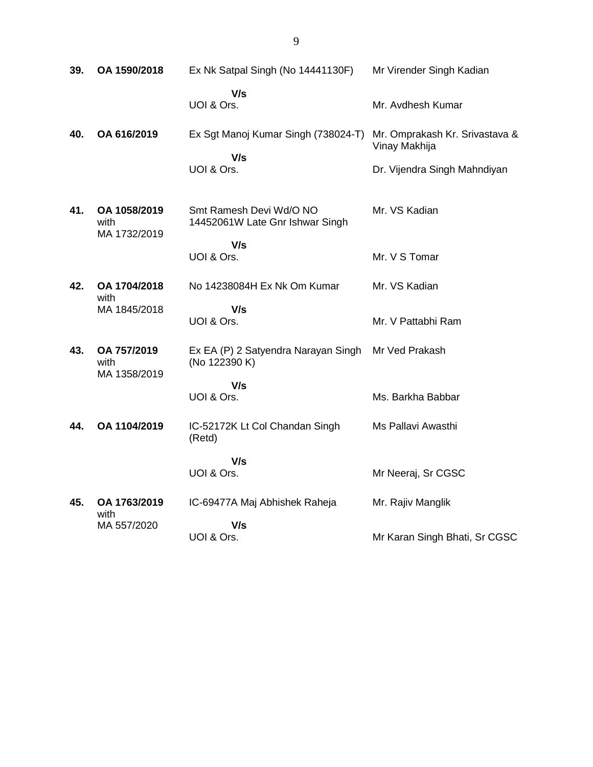| | | | |
|---|---|---|---|
| **39.** | **OA 1590/2018** | Ex Nk Satpal Singh (No 14441130F)<br><br>**V/s**<br>UOI & Ors. | Mr Virender Singh Kadian<br><br><br>Mr. Avdhesh Kumar |
| **40.** | **OA 616/2019** | Ex Sgt Manoj Kumar Singh (738024-T)<br><br>**V/s**<br>UOI & Ors. | Mr. Omprakash Kr. Srivastava & Vinay Makhija<br><br>Dr. Vijendra Singh Mahndiyan |
| **41.** | **OA 1058/2019** with MA 1732/2019 | Smt Ramesh Devi Wd/O NO 14452061W Late Gnr Ishwar Singh<br><br>**V/s**<br>UOI & Ors. | Mr. VS Kadian<br><br><br>Mr. V S Tomar |
| **42.** | **OA 1704/2018** with MA 1845/2018 | No 14238084H Ex Nk Om Kumar<br><br>**V/s**<br>UOI & Ors. | Mr. VS Kadian<br><br><br>Mr. V Pattabhi Ram |
| **43.** | **OA 757/2019** with MA 1358/2019 | Ex EA (P) 2 Satyendra Narayan Singh (No 122390 K)<br><br>**V/s**<br>UOI & Ors. | Mr Ved Prakash<br><br><br>Ms. Barkha Babbar |
| **44.** | **OA 1104/2019** | IC-52172K Lt Col Chandan Singh (Retd)<br><br>**V/s**<br>UOI & Ors. | Ms Pallavi Awasthi<br><br><br>Mr Neeraj, Sr CGSC |
| **45.** | **OA 1763/2019** with MA 557/2020 | IC-69477A Maj Abhishek Raheja<br><br>**V/s**<br>UOI & Ors. | Mr. Rajiv Manglik<br><br><br>Mr Karan Singh Bhati, Sr CGSC |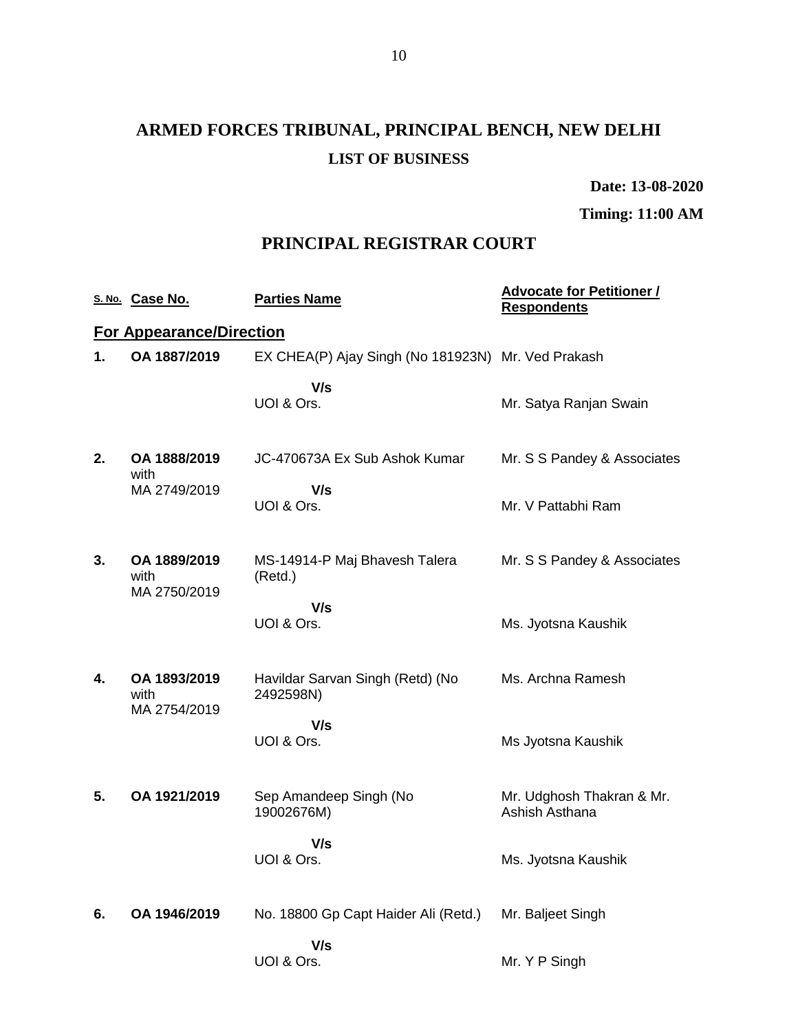# ARMED FORCES TRIBUNAL, PRINCIPAL BENCH, NEW DELHI

## LIST OF BUSINESS

**Date: 13-08-2020**

**Timing: 11:00 AM**

## PRINCIPAL REGISTRAR COURT

| S. No. | Case No. | Parties Name | Advocate for Petitioner / Respondents |
|---|---|---|---|
| **For Appearance/Direction** | | | |
| **1.** | **OA 1887/2019** | EX CHEA(P) Ajay Singh (No 181923N) | Mr. Ved Prakash |
| | | **V/s** UOI & Ors. | Mr. Satya Ranjan Swain |
| **2.** | **OA 1888/2019** with MA 2749/2019 | JC-470673A Ex Sub Ashok Kumar | Mr. S S Pandey & Associates |
| | | **V/s** UOI & Ors. | Mr. V Pattabhi Ram |
| **3.** | **OA 1889/2019** with MA 2750/2019 | MS-14914-P Maj Bhavesh Talera (Retd.) | Mr. S S Pandey & Associates |
| | | **V/s** UOI & Ors. | Ms. Jyotsna Kaushik |
| **4.** | **OA 1893/2019** with MA 2754/2019 | Havildar Sarvan Singh (Retd) (No 2492598N) | Ms. Archna Ramesh |
| | | **V/s** UOI & Ors. | Ms Jyotsna Kaushik |
| **5.** | **OA 1921/2019** | Sep Amandeep Singh (No 19002676M) | Mr. Udghosh Thakran & Mr. Ashish Asthana |
| | | **V/s** UOI & Ors. | Ms. Jyotsna Kaushik |
| **6.** | **OA 1946/2019** | No. 18800 Gp Capt Haider Ali (Retd.) | Mr. Baljeet Singh |
| | | **V/s** UOI & Ors. | Mr. Y P Singh |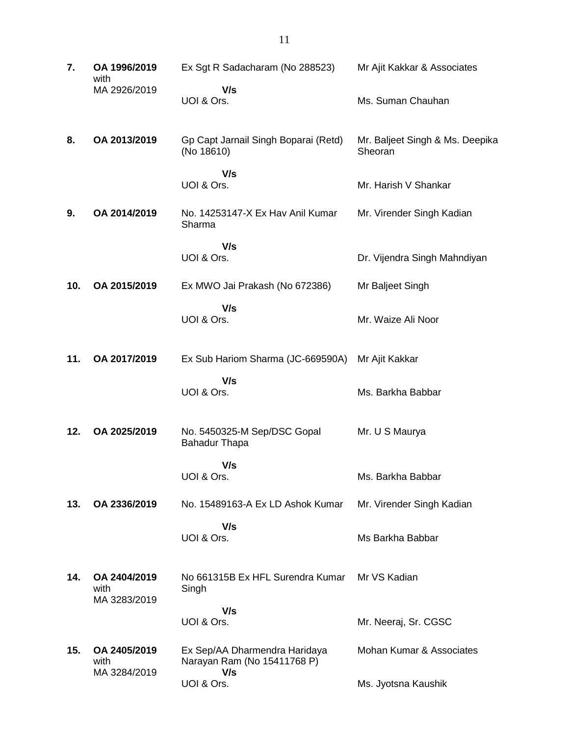| | | | |
|---|---|---|---|
| **7.** | **OA 1996/2019** with MA 2926/2019 | Ex Sgt R Sadacharam (No 288523)<br>**V/s**<br>UOI & Ors. | Mr Ajit Kakkar & Associates<br><br>Ms. Suman Chauhan |
| **8.** | **OA 2013/2019** | Gp Capt Jarnail Singh Boparai (Retd) (No 18610)<br>**V/s**<br>UOI & Ors. | Mr. Baljeet Singh & Ms. Deepika Sheoran<br><br>Mr. Harish V Shankar |
| **9.** | **OA 2014/2019** | No. 14253147-X Ex Hav Anil Kumar Sharma<br>**V/s**<br>UOI & Ors. | Mr. Virender Singh Kadian<br><br>Dr. Vijendra Singh Mahndiyan |
| **10.** | **OA 2015/2019** | Ex MWO Jai Prakash (No 672386)<br>**V/s**<br>UOI & Ors. | Mr Baljeet Singh<br><br>Mr. Waize Ali Noor |
| **11.** | **OA 2017/2019** | Ex Sub Hariom Sharma (JC-669590A)<br>**V/s**<br>UOI & Ors. | Mr Ajit Kakkar<br><br>Ms. Barkha Babbar |
| **12.** | **OA 2025/2019** | No. 5450325-M Sep/DSC Gopal Bahadur Thapa<br>**V/s**<br>UOI & Ors. | Mr. U S Maurya<br><br>Ms. Barkha Babbar |
| **13.** | **OA 2336/2019** | No. 15489163-A Ex LD Ashok Kumar<br>**V/s**<br>UOI & Ors. | Mr. Virender Singh Kadian<br><br>Ms Barkha Babbar |
| **14.** | **OA 2404/2019** with MA 3283/2019 | No 661315B Ex HFL Surendra Kumar Singh<br>**V/s**<br>UOI & Ors. | Mr VS Kadian<br><br>Mr. Neeraj, Sr. CGSC |
| **15.** | **OA 2405/2019** with MA 3284/2019 | Ex Sep/AA Dharmendra Haridaya Narayan Ram (No 15411768 P)<br>**V/s**<br>UOI & Ors. | Mohan Kumar & Associates<br><br>Ms. Jyotsna Kaushik |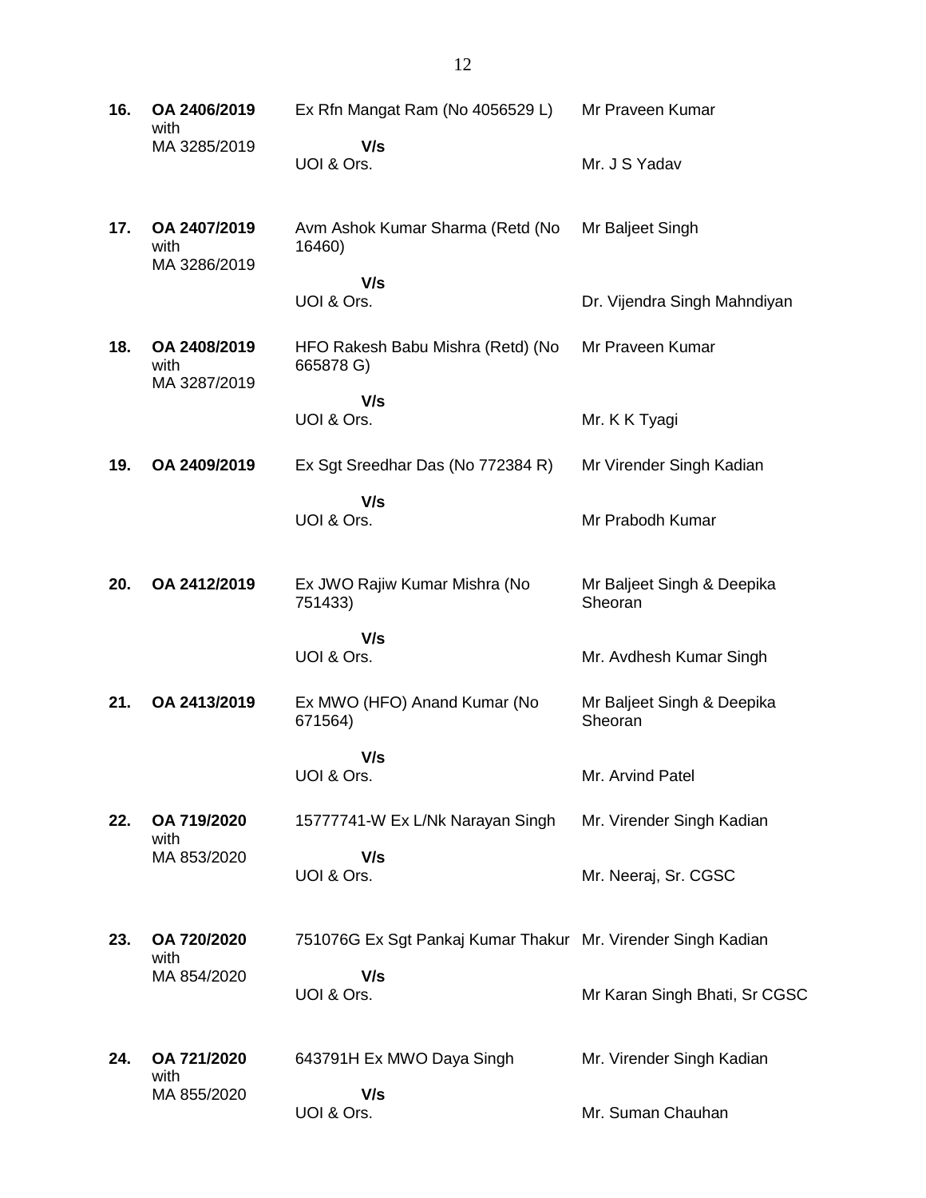| | | | |
|---|---|---|---|
| **16.** | **OA 2406/2019** with MA 3285/2019 | Ex Rfn Mangat Ram (No 4056529 L)<br>**V/s**<br>UOI & Ors. | Mr Praveen Kumar<br><br>Mr. J S Yadav |
| **17.** | **OA 2407/2019** with MA 3286/2019 | Avm Ashok Kumar Sharma (Retd (No 16460)<br>**V/s**<br>UOI & Ors. | Mr Baljeet Singh<br><br>Dr. Vijendra Singh Mahndiyan |
| **18.** | **OA 2408/2019** with MA 3287/2019 | HFO Rakesh Babu Mishra (Retd) (No 665878 G)<br>**V/s**<br>UOI & Ors. | Mr Praveen Kumar<br><br>Mr. K K Tyagi |
| **19.** | **OA 2409/2019** | Ex Sgt Sreedhar Das (No 772384 R)<br>**V/s**<br>UOI & Ors. | Mr Virender Singh Kadian<br><br>Mr Prabodh Kumar |
| **20.** | **OA 2412/2019** | Ex JWO Rajiw Kumar Mishra (No 751433)<br>**V/s**<br>UOI & Ors. | Mr Baljeet Singh & Deepika Sheoran<br><br>Mr. Avdhesh Kumar Singh |
| **21.** | **OA 2413/2019** | Ex MWO (HFO) Anand Kumar (No 671564)<br>**V/s**<br>UOI & Ors. | Mr Baljeet Singh & Deepika Sheoran<br><br>Mr. Arvind Patel |
| **22.** | **OA 719/2020** with MA 853/2020 | 15777741-W Ex L/Nk Narayan Singh<br>**V/s**<br>UOI & Ors. | Mr. Virender Singh Kadian<br><br>Mr. Neeraj, Sr. CGSC |
| **23.** | **OA 720/2020** with MA 854/2020 | 751076G Ex Sgt Pankaj Kumar Thakur<br>**V/s**<br>UOI & Ors. | Mr. Virender Singh Kadian<br><br>Mr Karan Singh Bhati, Sr CGSC |
| **24.** | **OA 721/2020** with MA 855/2020 | 643791H Ex MWO Daya Singh<br>**V/s**<br>UOI & Ors. | Mr. Virender Singh Kadian<br><br>Mr. Suman Chauhan |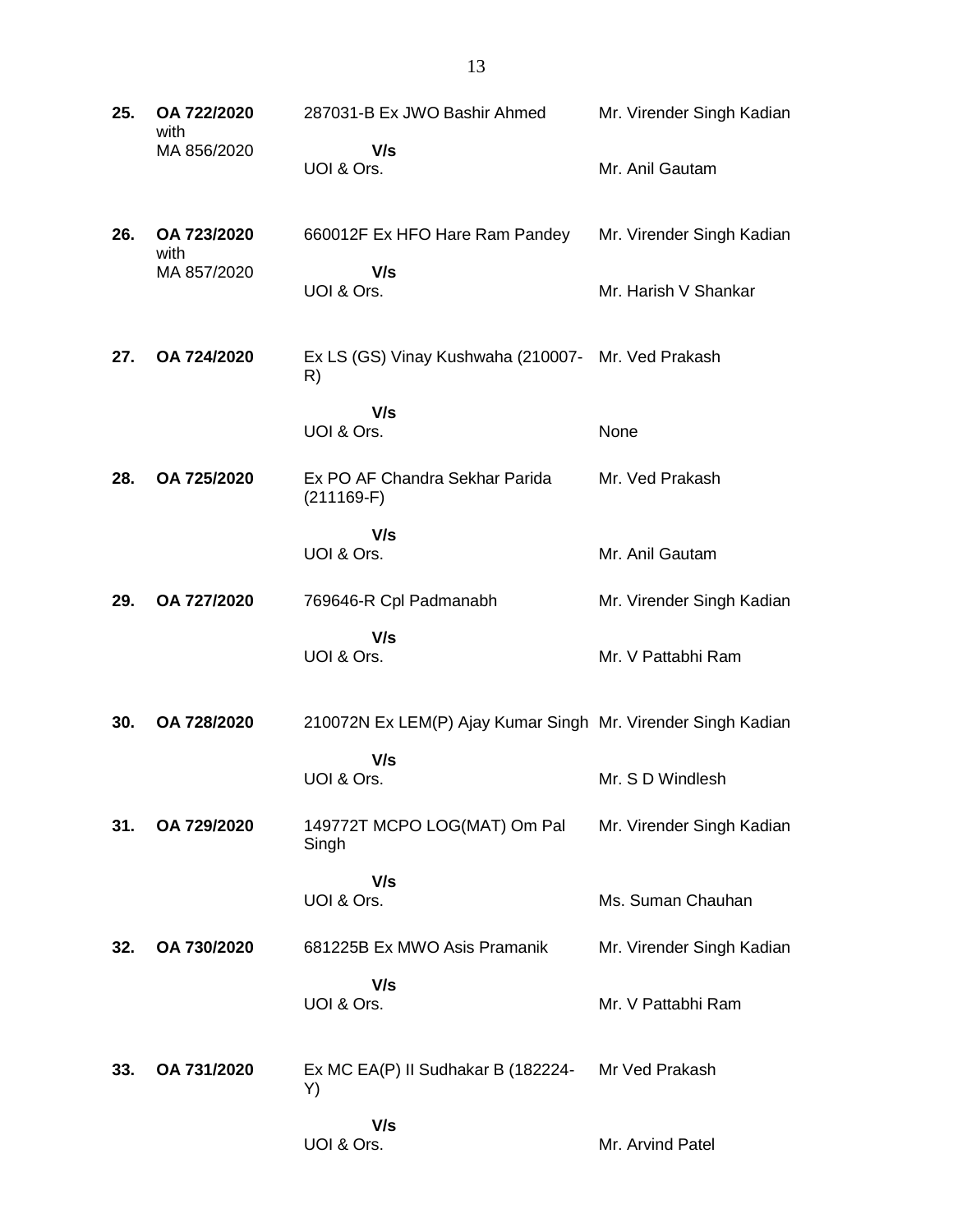| | | | |
|---|---|---|---|
| **25.** | **OA 722/2020** with MA 856/2020 | 287031-B Ex JWO Bashir Ahmed | Mr. Virender Singh Kadian |
| | | **V/s** UOI & Ors. | Mr. Anil Gautam |
| **26.** | **OA 723/2020** with MA 857/2020 | 660012F Ex HFO Hare Ram Pandey | Mr. Virender Singh Kadian |
| | | **V/s** UOI & Ors. | Mr. Harish V Shankar |
| **27.** | **OA 724/2020** | Ex LS (GS) Vinay Kushwaha (210007-R) | Mr. Ved Prakash |
| | | **V/s** UOI & Ors. | None |
| **28.** | **OA 725/2020** | Ex PO AF Chandra Sekhar Parida (211169-F) | Mr. Ved Prakash |
| | | **V/s** UOI & Ors. | Mr. Anil Gautam |
| **29.** | **OA 727/2020** | 769646-R Cpl Padmanabh | Mr. Virender Singh Kadian |
| | | **V/s** UOI & Ors. | Mr. V Pattabhi Ram |
| **30.** | **OA 728/2020** | 210072N Ex LEM(P) Ajay Kumar Singh | Mr. Virender Singh Kadian |
| | | **V/s** UOI & Ors. | Mr. S D Windlesh |
| **31.** | **OA 729/2020** | 149772T MCPO LOG(MAT) Om Pal Singh | Mr. Virender Singh Kadian |
| | | **V/s** UOI & Ors. | Ms. Suman Chauhan |
| **32.** | **OA 730/2020** | 681225B Ex MWO Asis Pramanik | Mr. Virender Singh Kadian |
| | | **V/s** UOI & Ors. | Mr. V Pattabhi Ram |
| **33.** | **OA 731/2020** | Ex MC EA(P) II Sudhakar B (182224-Y) | Mr Ved Prakash |
| | | **V/s** UOI & Ors. | Mr. Arvind Patel |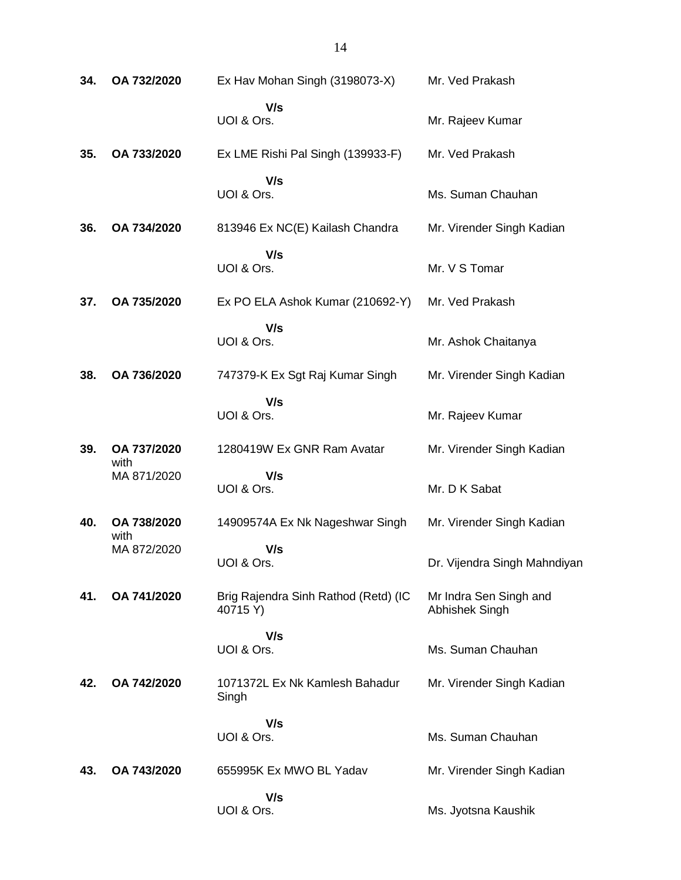| | | | |
|---|---|---|---|
| **34.** | **OA 732/2020** | Ex Hav Mohan Singh (3198073-X)<br>**V/s**<br>UOI & Ors. | Mr. Ved Prakash<br><br>Mr. Rajeev Kumar |
| **35.** | **OA 733/2020** | Ex LME Rishi Pal Singh (139933-F)<br>**V/s**<br>UOI & Ors. | Mr. Ved Prakash<br><br>Ms. Suman Chauhan |
| **36.** | **OA 734/2020** | 813946 Ex NC(E) Kailash Chandra<br>**V/s**<br>UOI & Ors. | Mr. Virender Singh Kadian<br><br>Mr. V S Tomar |
| **37.** | **OA 735/2020** | Ex PO ELA Ashok Kumar (210692-Y)<br>**V/s**<br>UOI & Ors. | Mr. Ved Prakash<br><br>Mr. Ashok Chaitanya |
| **38.** | **OA 736/2020** | 747379-K Ex Sgt Raj Kumar Singh<br>**V/s**<br>UOI & Ors. | Mr. Virender Singh Kadian<br><br>Mr. Rajeev Kumar |
| **39.** | **OA 737/2020** with MA 871/2020 | 1280419W Ex GNR Ram Avatar<br>**V/s**<br>UOI & Ors. | Mr. Virender Singh Kadian<br><br>Mr. D K Sabat |
| **40.** | **OA 738/2020** with MA 872/2020 | 14909574A Ex Nk Nageshwar Singh<br>**V/s**<br>UOI & Ors. | Mr. Virender Singh Kadian<br><br>Dr. Vijendra Singh Mahndiyan |
| **41.** | **OA 741/2020** | Brig Rajendra Sinh Rathod (Retd) (IC 40715 Y)<br>**V/s**<br>UOI & Ors. | Mr Indra Sen Singh and Abhishek Singh<br><br>Ms. Suman Chauhan |
| **42.** | **OA 742/2020** | 1071372L Ex Nk Kamlesh Bahadur Singh<br>**V/s**<br>UOI & Ors. | Mr. Virender Singh Kadian<br><br>Ms. Suman Chauhan |
| **43.** | **OA 743/2020** | 655995K Ex MWO BL Yadav<br>**V/s**<br>UOI & Ors. | Mr. Virender Singh Kadian<br><br>Ms. Jyotsna Kaushik |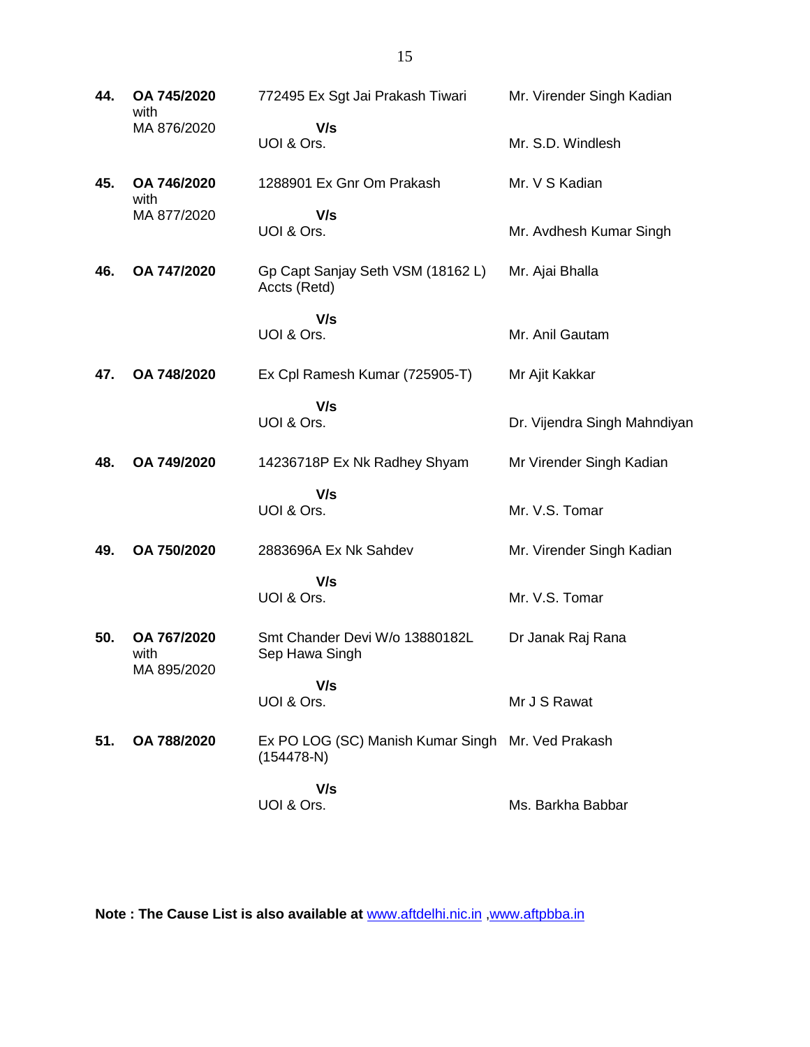| | | | |
|---|---|---|---|
| **44.** | **OA 745/2020** with MA 876/2020 | 772495 Ex Sgt Jai Prakash Tiwari **V/s** UOI & Ors. | Mr. Virender Singh Kadian<br><br>Mr. S.D. Windlesh |
| **45.** | **OA 746/2020** with MA 877/2020 | 1288901 Ex Gnr Om Prakash **V/s** UOI & Ors. | Mr. V S Kadian<br><br>Mr. Avdhesh Kumar Singh |
| **46.** | **OA 747/2020** | Gp Capt Sanjay Seth VSM (18162 L) Accts (Retd) **V/s** UOI & Ors. | Mr. Ajai Bhalla<br><br>Mr. Anil Gautam |
| **47.** | **OA 748/2020** | Ex Cpl Ramesh Kumar (725905-T) **V/s** UOI & Ors. | Mr Ajit Kakkar<br><br>Dr. Vijendra Singh Mahndiyan |
| **48.** | **OA 749/2020** | 14236718P Ex Nk Radhey Shyam **V/s** UOI & Ors. | Mr Virender Singh Kadian<br><br>Mr. V.S. Tomar |
| **49.** | **OA 750/2020** | 2883696A Ex Nk Sahdev **V/s** UOI & Ors. | Mr. Virender Singh Kadian<br><br>Mr. V.S. Tomar |
| **50.** | **OA 767/2020** with MA 895/2020 | Smt Chander Devi W/o 13880182L Sep Hawa Singh **V/s** UOI & Ors. | Dr Janak Raj Rana<br><br>Mr J S Rawat |
| **51.** | **OA 788/2020** | Ex PO LOG (SC) Manish Kumar Singh (154478-N) **V/s** UOI & Ors. | Mr. Ved Prakash<br><br>Ms. Barkha Babbar |

**Note : The Cause List is also available at** www.aftdelhi.nic.in ,www.aftpbba.in